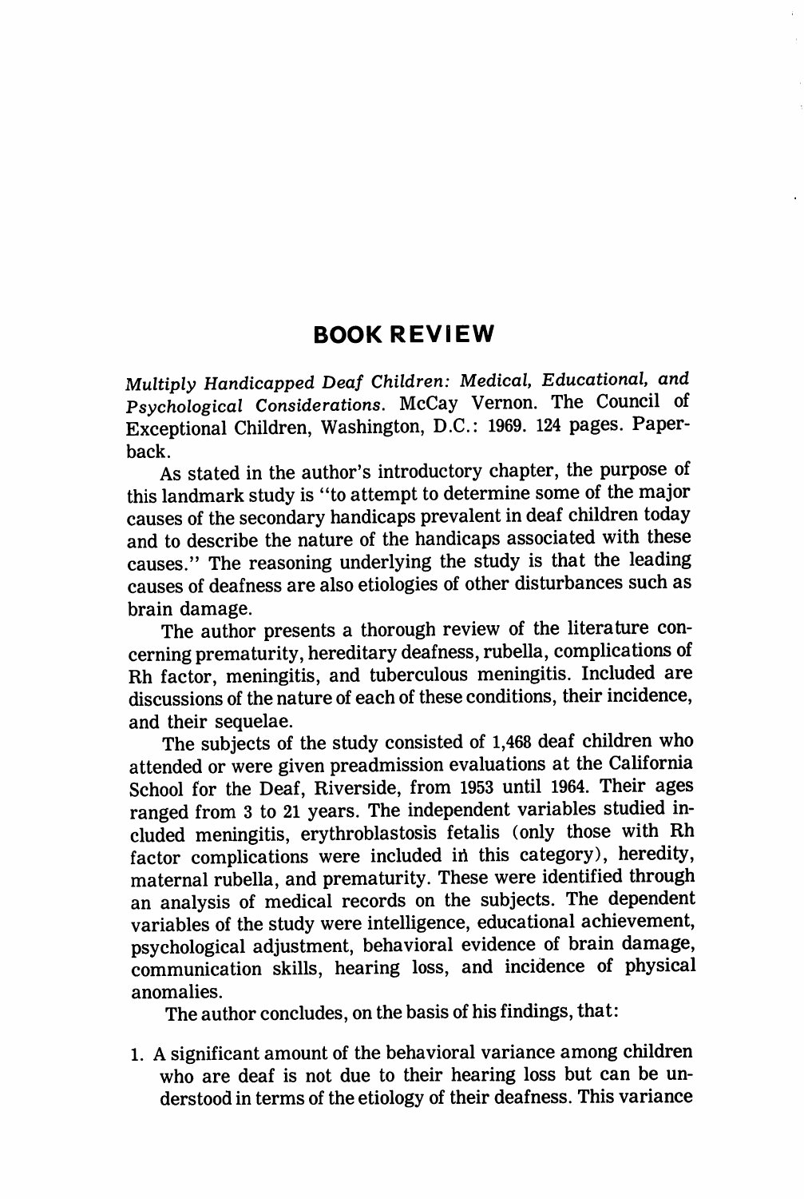## BOOK REVIEW

*Multiply Handicapped Deaf Children: Medical, Educational, and Psychological Considerations.* McCay Vernon. The Council of Exceptional Children, Washington, D.C.: 1969. 124 pages. Paperback.

As stated in the author's introductory chapter, the purpose of this landmark study is "to attempt to determine some of the major causes of the secondary handicaps prevalent in deaf children today and to describe the nature of the handicaps associated with these causes." The reasoning underlying the study is that the leading causes of deafness are also etiologies of other disturbances such as brain damage.

The author presents a thorough review of the literature concerning prematurity, hereditary deafness, rubella, complications of Rh factor, meningitis, and tuberculous meningitis. Included are discussions of the nature of each of these conditions, their incidence, and their sequelae.

The subjects of the study consisted of 1,468 deaf children who attended or were given preadmission evaluations at the California School for the Deaf, Riverside, from 1953 until 1964. Their ages ranged from 3 to 21 years. The independent variables studied included meningitis, erythroblastosis fetalis (only those with Rh factor complications were included in this category), heredity, maternal rubella, and prematurity. These were identified through an analysis of medical records on the subjects. The dependent variables of the study were intelligence, educational achievement, psychological adjustment, behavioral evidence of brain damage, communication skills, hearing loss, and incidence of physical anomalies.

The author concludes, on the basis of his findings, that:

1. A significant amount of the behavioral variance among children who are deaf is not due to their hearing loss but can be understood in terms of the etiology of their deafness. This variance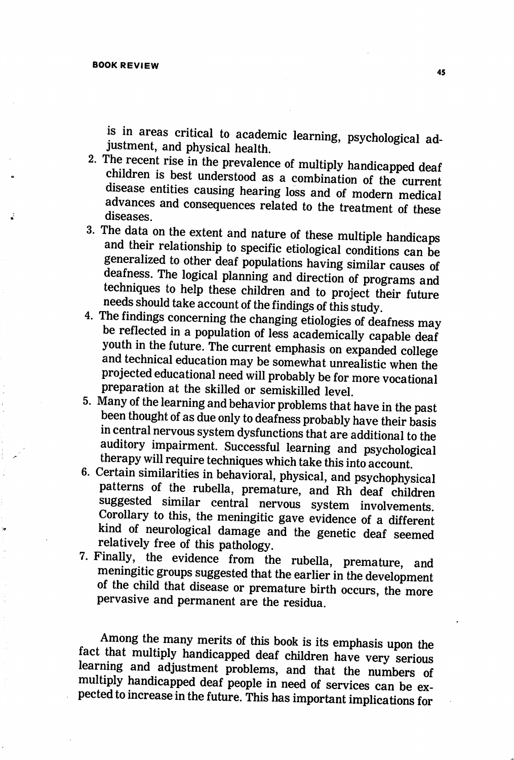is in areas critical to academic learning, psychological adjustment, and physical health.

2. The recent rise in the prevalence of multiply handicapped deaf children is best understood as a combination of the current disease entities causing hearing loss and of modern medical advances and consequences related to the treatment of these diseases.
3. The data on the extent and nature of these multiple handicaps and their relationship to specific etiological conditions can be generalized to other deaf populations having similar causes of deafness. The logical planning and direction of programs and techniques to help these children and to project their future needs should take account of the findings of this study.
4. The findings concerning the changing etiologies of deafness may be reflected in a population of less academically capable deaf youth in the future. The current emphasis on expanded college and technical education may be somewhat unrealistic when the projected educational need will probably be for more vocational preparation at the skilled or semiskilled level.
5. Many of the learning and behavior problems that have in the past been thought of as due only to deafness probably have their basis in central nervous system dysfunctions that are additional to the auditory impairment. Successful learning and psychological therapy will require techniques which take this into account.
6. Certain similarities in behavioral, physical, and psychophysical patterns of the rubella, premature, and Rh deaf children suggested similar central nervous system involvements. Corollary to this, the meningitic gave evidence of a different kind of neurological damage and the genetic deaf seemed relatively free of this pathology.
7. Finally, the evidence from the rubella, premature, and meningitic groups suggested that the earlier in the development of the child that disease or premature birth occurs, the more pervasive and permanent are the residua.

Among the many merits of this book is its emphasis upon the fact that multiply handicapped deaf children have very serious learning and adjustment problems, and that the numbers of multiply handicapped deaf people in need of services can be expected to increase in the future. This has important implications for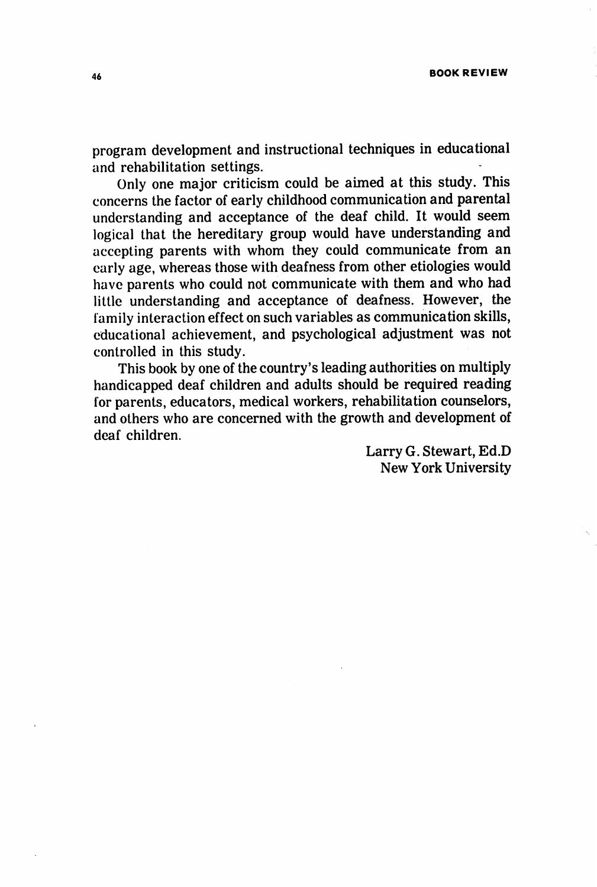program development and instructional techniques in educational and rehabilitation settings.

Only one major criticism could be aimed at this study. This concerns the factor of early childhood communication and parental understanding and acceptance of the deaf child. It would seem logical that the hereditary group would have understanding and accepting parents with whom they could communicate from an early age, whereas those with deafness from other etiologies would have parents who could not communicate with them and who had little understanding and acceptance of deafness. However, the family interaction effect on such variables as communication skills, educational achievement, and psychological adjustment was not controlled in this study.

This book by one of the country's leading authorities on multiply handicapped deaf children and adults should be required reading for parents, educators, medical workers, rehabilitation counselors, and others who are concerned with the growth and development of deaf children.

Larry G. Stewart, Ed.D
New York University